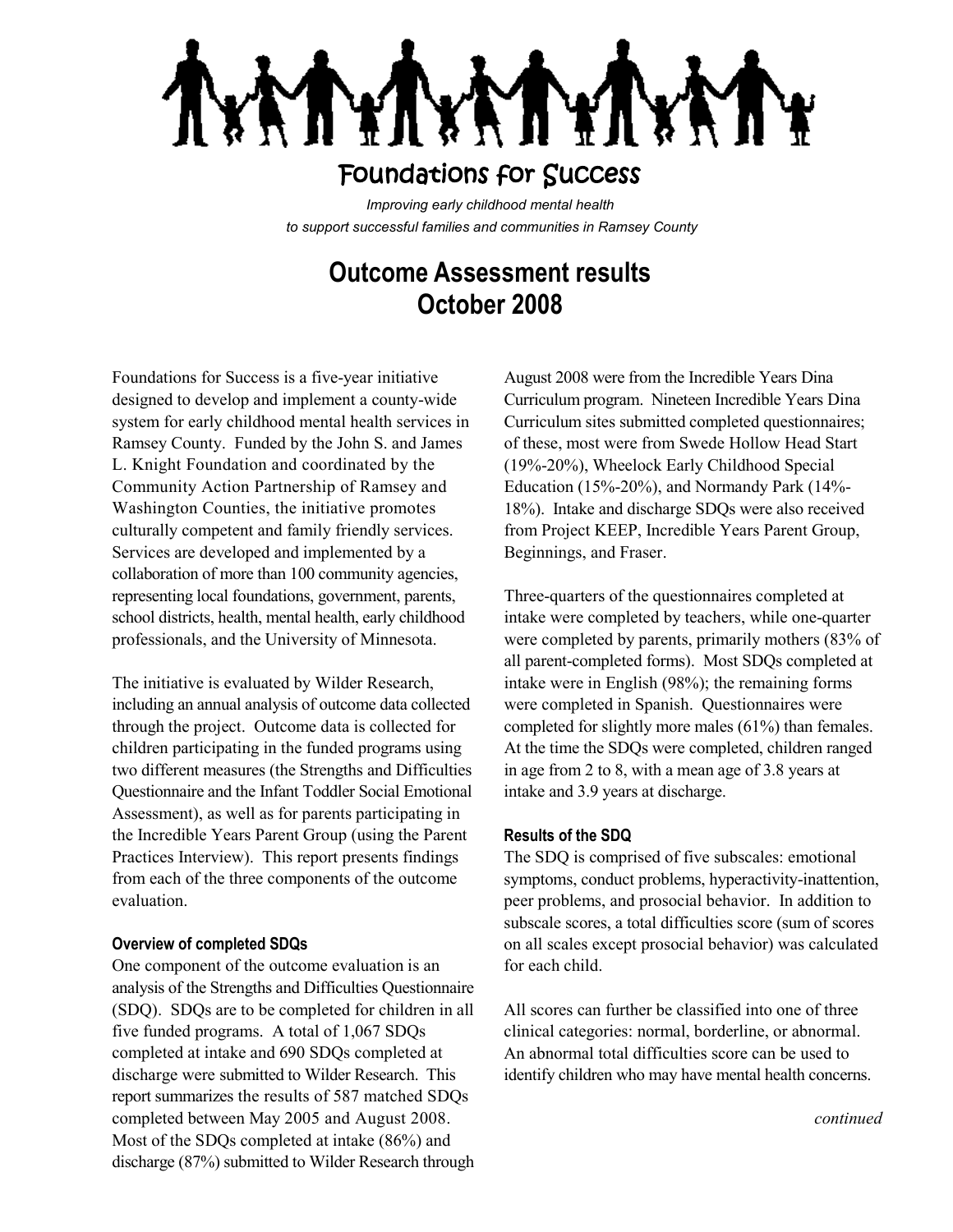# Foundations for Success

*Improving early childhood mental health*
*to support successful families and communities in Ramsey County*

## Outcome Assessment results
## October 2008

Foundations for Success is a five-year initiative designed to develop and implement a county-wide system for early childhood mental health services in Ramsey County. Funded by the John S. and James L. Knight Foundation and coordinated by the Community Action Partnership of Ramsey and Washington Counties, the initiative promotes culturally competent and family friendly services. Services are developed and implemented by a collaboration of more than 100 community agencies, representing local foundations, government, parents, school districts, health, mental health, early childhood professionals, and the University of Minnesota.

The initiative is evaluated by Wilder Research, including an annual analysis of outcome data collected through the project. Outcome data is collected for children participating in the funded programs using two different measures (the Strengths and Difficulties Questionnaire and the Infant Toddler Social Emotional Assessment), as well as for parents participating in the Incredible Years Parent Group (using the Parent Practices Interview). This report presents findings from each of the three components of the outcome evaluation.

#### Overview of completed SDQs

One component of the outcome evaluation is an analysis of the Strengths and Difficulties Questionnaire (SDQ). SDQs are to be completed for children in all five funded programs. A total of 1,067 SDQs completed at intake and 690 SDQs completed at discharge were submitted to Wilder Research. This report summarizes the results of 587 matched SDQs completed between May 2005 and August 2008. Most of the SDQs completed at intake (86%) and discharge (87%) submitted to Wilder Research through August 2008 were from the Incredible Years Dina Curriculum program. Nineteen Incredible Years Dina Curriculum sites submitted completed questionnaires; of these, most were from Swede Hollow Head Start (19%-20%), Wheelock Early Childhood Special Education (15%-20%), and Normandy Park (14%-18%). Intake and discharge SDQs were also received from Project KEEP, Incredible Years Parent Group, Beginnings, and Fraser.

Three-quarters of the questionnaires completed at intake were completed by teachers, while one-quarter were completed by parents, primarily mothers (83% of all parent-completed forms). Most SDQs completed at intake were in English (98%); the remaining forms were completed in Spanish. Questionnaires were completed for slightly more males (61%) than females. At the time the SDQs were completed, children ranged in age from 2 to 8, with a mean age of 3.8 years at intake and 3.9 years at discharge.

#### Results of the SDQ

The SDQ is comprised of five subscales: emotional symptoms, conduct problems, hyperactivity-inattention, peer problems, and prosocial behavior. In addition to subscale scores, a total difficulties score (sum of scores on all scales except prosocial behavior) was calculated for each child.

All scores can further be classified into one of three clinical categories: normal, borderline, or abnormal. An abnormal total difficulties score can be used to identify children who may have mental health concerns.

*continued*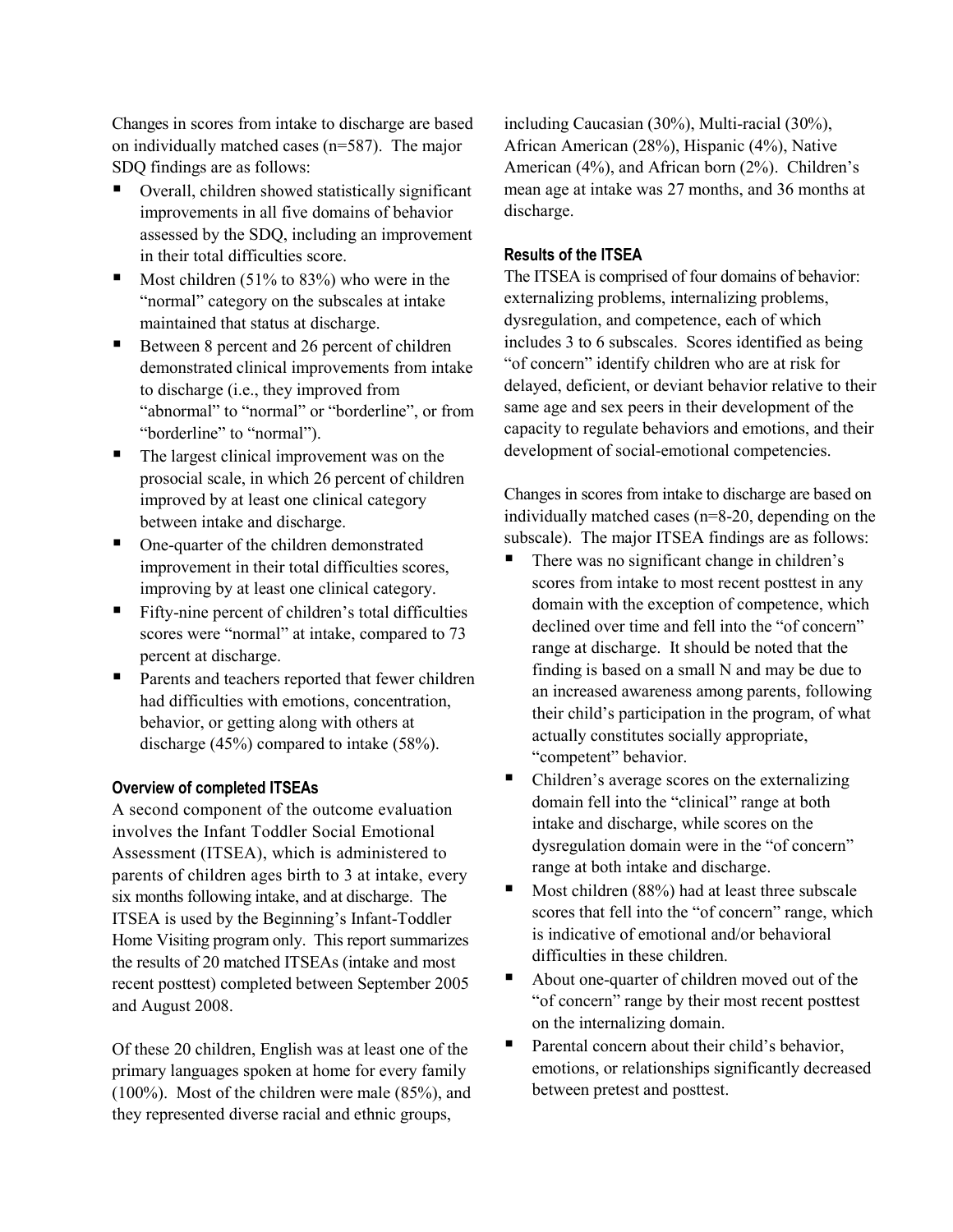Changes in scores from intake to discharge are based on individually matched cases (n=587). The major SDQ findings are as follows:

- Overall, children showed statistically significant improvements in all five domains of behavior assessed by the SDQ, including an improvement in their total difficulties score.
- Most children (51% to 83%) who were in the "normal" category on the subscales at intake maintained that status at discharge.
- Between 8 percent and 26 percent of children demonstrated clinical improvements from intake to discharge (i.e., they improved from "abnormal" to "normal" or "borderline", or from "borderline" to "normal").
- The largest clinical improvement was on the prosocial scale, in which 26 percent of children improved by at least one clinical category between intake and discharge.
- One-quarter of the children demonstrated improvement in their total difficulties scores, improving by at least one clinical category.
- Fifty-nine percent of children's total difficulties scores were "normal" at intake, compared to 73 percent at discharge.
- Parents and teachers reported that fewer children had difficulties with emotions, concentration, behavior, or getting along with others at discharge (45%) compared to intake (58%).

### Overview of completed ITSEAs

A second component of the outcome evaluation involves the Infant Toddler Social Emotional Assessment (ITSEA), which is administered to parents of children ages birth to 3 at intake, every six months following intake, and at discharge. The ITSEA is used by the Beginning's Infant-Toddler Home Visiting program only. This report summarizes the results of 20 matched ITSEAs (intake and most recent posttest) completed between September 2005 and August 2008.

Of these 20 children, English was at least one of the primary languages spoken at home for every family (100%). Most of the children were male (85%), and they represented diverse racial and ethnic groups, including Caucasian (30%), Multi-racial (30%), African American (28%), Hispanic (4%), Native American (4%), and African born (2%). Children's mean age at intake was 27 months, and 36 months at discharge.

### Results of the ITSEA

The ITSEA is comprised of four domains of behavior: externalizing problems, internalizing problems, dysregulation, and competence, each of which includes 3 to 6 subscales. Scores identified as being "of concern" identify children who are at risk for delayed, deficient, or deviant behavior relative to their same age and sex peers in their development of the capacity to regulate behaviors and emotions, and their development of social-emotional competencies.

Changes in scores from intake to discharge are based on individually matched cases (n=8-20, depending on the subscale). The major ITSEA findings are as follows:

- There was no significant change in children's scores from intake to most recent posttest in any domain with the exception of competence, which declined over time and fell into the "of concern" range at discharge. It should be noted that the finding is based on a small N and may be due to an increased awareness among parents, following their child's participation in the program, of what actually constitutes socially appropriate, "competent" behavior.
- Children's average scores on the externalizing domain fell into the "clinical" range at both intake and discharge, while scores on the dysregulation domain were in the "of concern" range at both intake and discharge.
- Most children (88%) had at least three subscale scores that fell into the "of concern" range, which is indicative of emotional and/or behavioral difficulties in these children.
- About one-quarter of children moved out of the "of concern" range by their most recent posttest on the internalizing domain.
- Parental concern about their child's behavior, emotions, or relationships significantly decreased between pretest and posttest.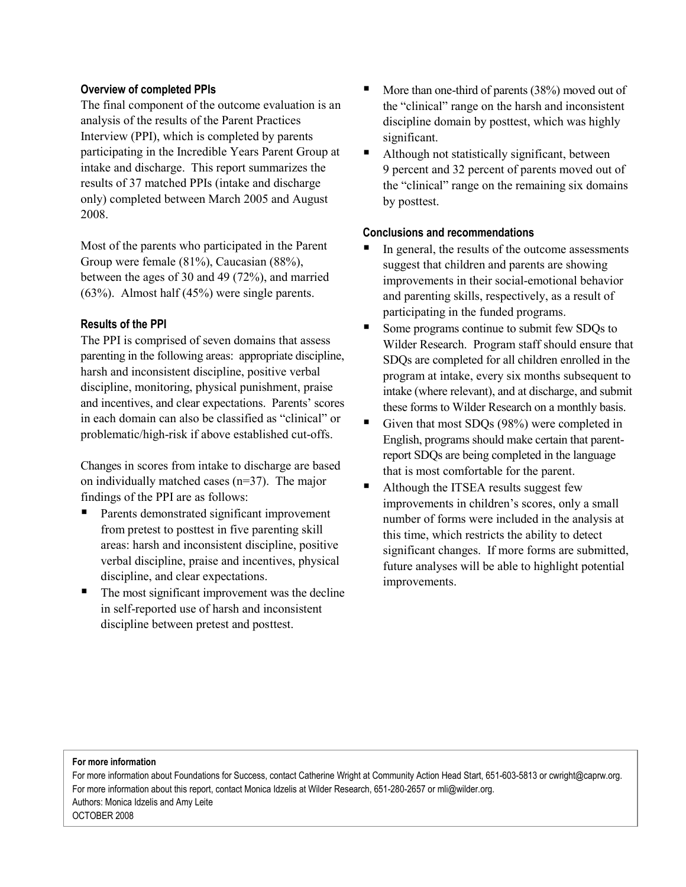### Overview of completed PPIs

The final component of the outcome evaluation is an analysis of the results of the Parent Practices Interview (PPI), which is completed by parents participating in the Incredible Years Parent Group at intake and discharge. This report summarizes the results of 37 matched PPIs (intake and discharge only) completed between March 2005 and August 2008.

Most of the parents who participated in the Parent Group were female (81%), Caucasian (88%), between the ages of 30 and 49 (72%), and married (63%). Almost half (45%) were single parents.

### Results of the PPI

The PPI is comprised of seven domains that assess parenting in the following areas: appropriate discipline, harsh and inconsistent discipline, positive verbal discipline, monitoring, physical punishment, praise and incentives, and clear expectations. Parents' scores in each domain can also be classified as "clinical" or problematic/high-risk if above established cut-offs.

Changes in scores from intake to discharge are based on individually matched cases (n=37). The major findings of the PPI are as follows:

- Parents demonstrated significant improvement from pretest to posttest in five parenting skill areas: harsh and inconsistent discipline, positive verbal discipline, praise and incentives, physical discipline, and clear expectations.
- The most significant improvement was the decline in self-reported use of harsh and inconsistent discipline between pretest and posttest.
- More than one-third of parents (38%) moved out of the "clinical" range on the harsh and inconsistent discipline domain by posttest, which was highly significant.
- Although not statistically significant, between 9 percent and 32 percent of parents moved out of the "clinical" range on the remaining six domains by posttest.

### Conclusions and recommendations

- In general, the results of the outcome assessments suggest that children and parents are showing improvements in their social-emotional behavior and parenting skills, respectively, as a result of participating in the funded programs.
- Some programs continue to submit few SDQs to Wilder Research. Program staff should ensure that SDQs are completed for all children enrolled in the program at intake, every six months subsequent to intake (where relevant), and at discharge, and submit these forms to Wilder Research on a monthly basis.
- Given that most SDQs (98%) were completed in English, programs should make certain that parent-report SDQs are being completed in the language that is most comfortable for the parent.
- Although the ITSEA results suggest few improvements in children's scores, only a small number of forms were included in the analysis at this time, which restricts the ability to detect significant changes. If more forms are submitted, future analyses will be able to highlight potential improvements.

**For more information**

For more information about Foundations for Success, contact Catherine Wright at Community Action Head Start, 651-603-5813 or cwright@caprw.org.
For more information about this report, contact Monica Idzelis at Wilder Research, 651-280-2657 or mli@wilder.org.
Authors: Monica Idzelis and Amy Leite
OCTOBER 2008